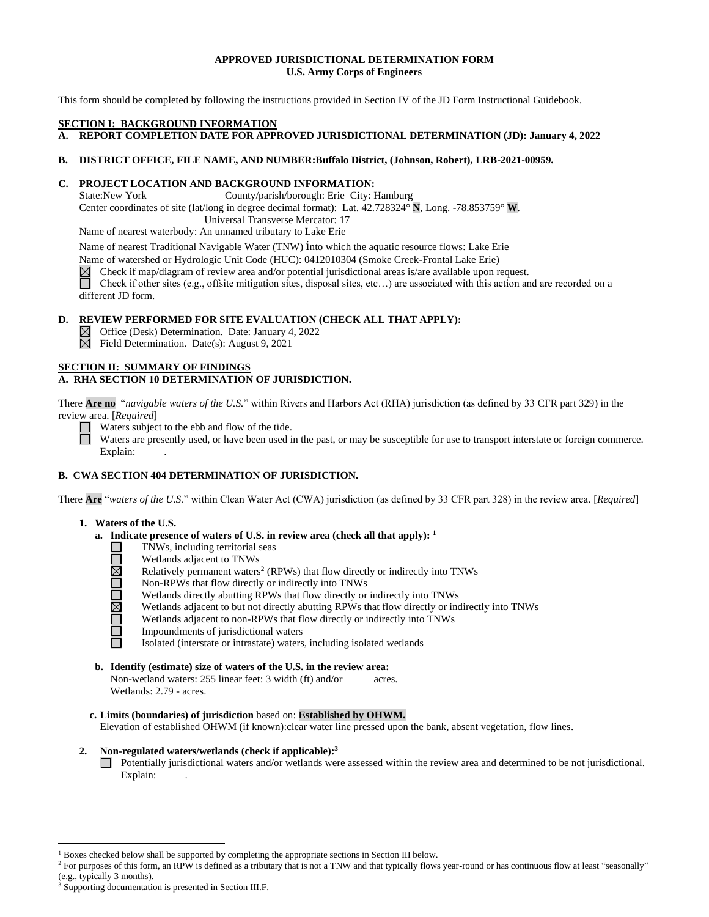**APPROVED JURISDICTIONAL DETERMINATION FORM**
**U.S. Army Corps of Engineers**

This form should be completed by following the instructions provided in Section IV of the JD Form Instructional Guidebook.

**SECTION I: BACKGROUND INFORMATION**

**A. REPORT COMPLETION DATE FOR APPROVED JURISDICTIONAL DETERMINATION (JD): January 4, 2022**

**B. DISTRICT OFFICE, FILE NAME, AND NUMBER:Buffalo District, (Johnson, Robert), LRB-2021-00959.**

**C. PROJECT LOCATION AND BACKGROUND INFORMATION:**

State:New York County/parish/borough: Erie City: Hamburg
Center coordinates of site (lat/long in degree decimal format): Lat. 42.728324° **N**, Long. -78.853759° **W**.
Universal Transverse Mercator: 17
Name of nearest waterbody: An unnamed tributary to Lake Erie

Name of nearest Traditional Navigable Water (TNW) into which the aquatic resource flows: Lake Erie
Name of watershed or Hydrologic Unit Code (HUC): 0412010304 (Smoke Creek-Frontal Lake Erie)

☒ Check if map/diagram of review area and/or potential jurisdictional areas is/are available upon request.
☐ Check if other sites (e.g., offsite mitigation sites, disposal sites, etc…) are associated with this action and are recorded on a different JD form.

**D. REVIEW PERFORMED FOR SITE EVALUATION (CHECK ALL THAT APPLY):**

☒ Office (Desk) Determination. Date: January 4, 2022
☒ Field Determination. Date(s): August 9, 2021

**SECTION II: SUMMARY OF FINDINGS**

**A. RHA SECTION 10 DETERMINATION OF JURISDICTION.**

There **Are no** "*navigable waters of the U.S.*" within Rivers and Harbors Act (RHA) jurisdiction (as defined by 33 CFR part 329) in the review area. [*Required*]

☐ Waters subject to the ebb and flow of the tide.
☐ Waters are presently used, or have been used in the past, or may be susceptible for use to transport interstate or foreign commerce. Explain: .

**B. CWA SECTION 404 DETERMINATION OF JURISDICTION.**

There **Are** "*waters of the U.S.*" within Clean Water Act (CWA) jurisdiction (as defined by 33 CFR part 328) in the review area. [*Required*]

**1. Waters of the U.S.**

**a. Indicate presence of waters of U.S. in review area (check all that apply):** [1]

☐ TNWs, including territorial seas
☐ Wetlands adjacent to TNWs
☒ Relatively permanent waters[2] (RPWs) that flow directly or indirectly into TNWs
☐ Non-RPWs that flow directly or indirectly into TNWs
☐ Wetlands directly abutting RPWs that flow directly or indirectly into TNWs
☒ Wetlands adjacent to but not directly abutting RPWs that flow directly or indirectly into TNWs
☐ Wetlands adjacent to non-RPWs that flow directly or indirectly into TNWs
☐ Impoundments of jurisdictional waters
☐ Isolated (interstate or intrastate) waters, including isolated wetlands

**b. Identify (estimate) size of waters of the U.S. in the review area:**

Non-wetland waters: 255 linear feet: 3 width (ft) and/or acres.
Wetlands: 2.79 - acres.

**c. Limits (boundaries) of jurisdiction** based on: **Established by OHWM.**

Elevation of established OHWM (if known):clear water line pressed upon the bank, absent vegetation, flow lines.

**2. Non-regulated waters/wetlands (check if applicable):**[3]

☐ Potentially jurisdictional waters and/or wetlands were assessed within the review area and determined to be not jurisdictional. Explain: .

---

[1] Boxes checked below shall be supported by completing the appropriate sections in Section III below.
[2] For purposes of this form, an RPW is defined as a tributary that is not a TNW and that typically flows year-round or has continuous flow at least "seasonally" (e.g., typically 3 months).
[3] Supporting documentation is presented in Section III.F.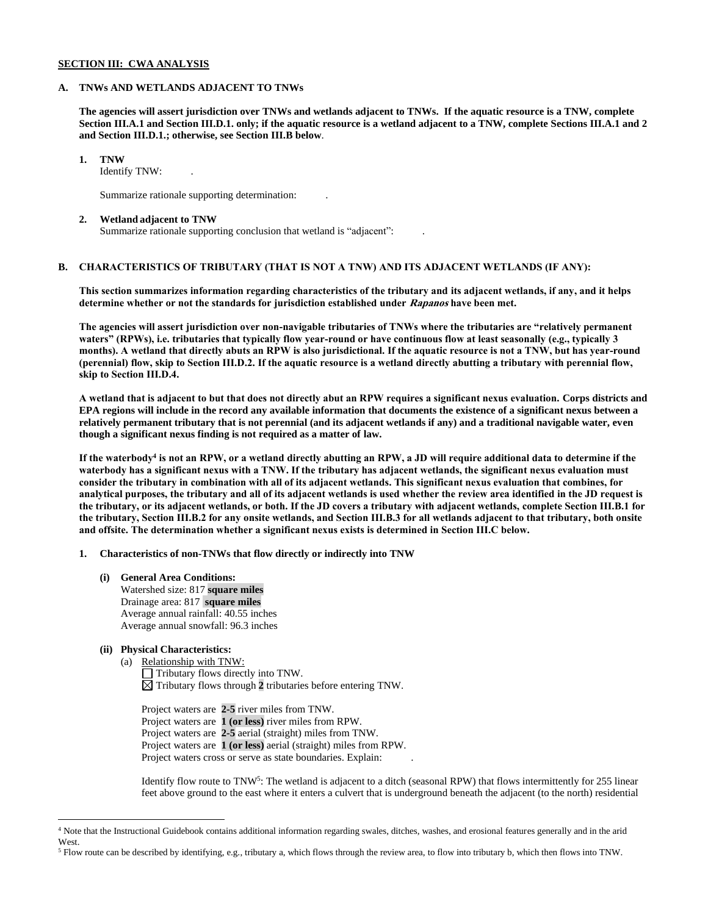**SECTION III: CWA ANALYSIS**

**A. TNWs AND WETLANDS ADJACENT TO TNWs**

**The agencies will assert jurisdiction over TNWs and wetlands adjacent to TNWs. If the aquatic resource is a TNW, complete Section III.A.1 and Section III.D.1. only; if the aquatic resource is a wetland adjacent to a TNW, complete Sections III.A.1 and 2 and Section III.D.1.; otherwise, see Section III.B below**.

**1. TNW**
Identify TNW: .

Summarize rationale supporting determination: .

**2. Wetland adjacent to TNW**
Summarize rationale supporting conclusion that wetland is "adjacent": .

**B. CHARACTERISTICS OF TRIBUTARY (THAT IS NOT A TNW) AND ITS ADJACENT WETLANDS (IF ANY):**

**This section summarizes information regarding characteristics of the tributary and its adjacent wetlands, if any, and it helps determine whether or not the standards for jurisdiction established under *Rapanos* have been met.**

**The agencies will assert jurisdiction over non-navigable tributaries of TNWs where the tributaries are "relatively permanent waters" (RPWs), i.e. tributaries that typically flow year-round or have continuous flow at least seasonally (e.g., typically 3 months). A wetland that directly abuts an RPW is also jurisdictional. If the aquatic resource is not a TNW, but has year-round (perennial) flow, skip to Section III.D.2. If the aquatic resource is a wetland directly abutting a tributary with perennial flow, skip to Section III.D.4.**

**A wetland that is adjacent to but that does not directly abut an RPW requires a significant nexus evaluation. Corps districts and EPA regions will include in the record any available information that documents the existence of a significant nexus between a relatively permanent tributary that is not perennial (and its adjacent wetlands if any) and a traditional navigable water, even though a significant nexus finding is not required as a matter of law.**

**If the waterbody[4] is not an RPW, or a wetland directly abutting an RPW, a JD will require additional data to determine if the waterbody has a significant nexus with a TNW. If the tributary has adjacent wetlands, the significant nexus evaluation must consider the tributary in combination with all of its adjacent wetlands. This significant nexus evaluation that combines, for analytical purposes, the tributary and all of its adjacent wetlands is used whether the review area identified in the JD request is the tributary, or its adjacent wetlands, or both. If the JD covers a tributary with adjacent wetlands, complete Section III.B.1 for the tributary, Section III.B.2 for any onsite wetlands, and Section III.B.3 for all wetlands adjacent to that tributary, both onsite and offsite. The determination whether a significant nexus exists is determined in Section III.C below.**

**1. Characteristics of non-TNWs that flow directly or indirectly into TNW**

**(i) General Area Conditions:**
Watershed size: 817 **square miles**
Drainage area: 817 **square miles**
Average annual rainfall: 40.55 inches
Average annual snowfall: 96.3 inches

**(ii) Physical Characteristics:**
(a) Relationship with TNW:
☐ Tributary flows directly into TNW.
☒ Tributary flows through **2** tributaries before entering TNW.

Project waters are **2-5** river miles from TNW.
Project waters are **1 (or less)** river miles from RPW.
Project waters are **2-5** aerial (straight) miles from TNW.
Project waters are **1 (or less)** aerial (straight) miles from RPW.
Project waters cross or serve as state boundaries. Explain: .

Identify flow route to TNW[5]: The wetland is adjacent to a ditch (seasonal RPW) that flows intermittently for 255 linear feet above ground to the east where it enters a culvert that is underground beneath the adjacent (to the north) residential

[4] Note that the Instructional Guidebook contains additional information regarding swales, ditches, washes, and erosional features generally and in the arid West.

[5] Flow route can be described by identifying, e.g., tributary a, which flows through the review area, to flow into tributary b, which then flows into TNW.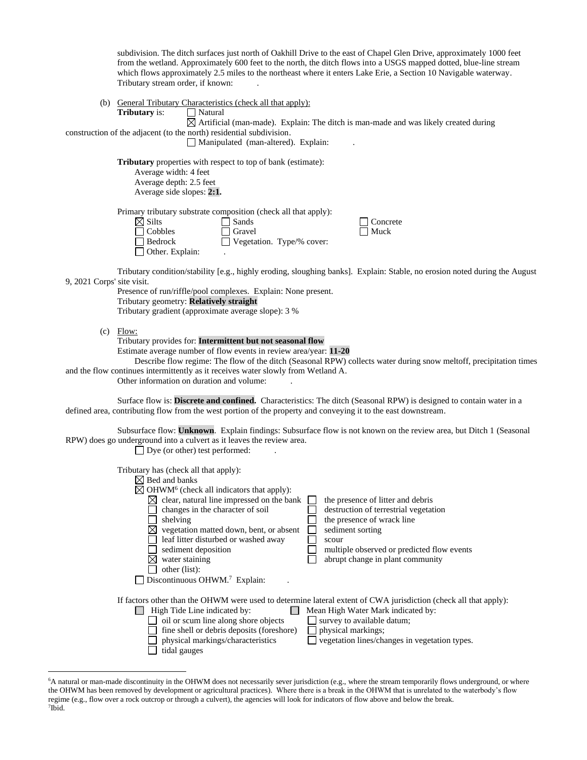subdivision. The ditch surfaces just north of Oakhill Drive to the east of Chapel Glen Drive, approximately 1000 feet from the wetland. Approximately 600 feet to the north, the ditch flows into a USGS mapped dotted, blue-line stream which flows approximately 2.5 miles to the northeast where it enters Lake Erie, a Section 10 Navigable waterway.
Tributary stream order, if known: .

(b) General Tributary Characteristics (check all that apply):

**Tributary** is: ☐ Natural
☒ Artificial (man-made). Explain: The ditch is man-made and was likely created during construction of the adjacent (to the north) residential subdivision.
☐ Manipulated (man-altered). Explain: .

**Tributary** properties with respect to top of bank (estimate):
Average width: 4 feet
Average depth: 2.5 feet
Average side slopes: **2:1.**

Primary tributary substrate composition (check all that apply):

☒ Silts ☐ Sands ☐ Concrete
☐ Cobbles ☐ Gravel ☐ Muck
☐ Bedrock ☐ Vegetation. Type/% cover:
☐ Other. Explain: .

Tributary condition/stability [e.g., highly eroding, sloughing banks]. Explain: Stable, no erosion noted during the August 9, 2021 Corps' site visit.
Presence of run/riffle/pool complexes. Explain: None present.
Tributary geometry: **Relatively straight**
Tributary gradient (approximate average slope): 3 %

(c) Flow:

Tributary provides for: **Intermittent but not seasonal flow**
Estimate average number of flow events in review area/year: **11-20**
Describe flow regime: The flow of the ditch (Seasonal RPW) collects water during snow meltoff, precipitation times and the flow continues intermittently as it receives water slowly from Wetland A.
Other information on duration and volume: .

Surface flow is: **Discrete and confined.** Characteristics: The ditch (Seasonal RPW) is designed to contain water in a defined area, contributing flow from the west portion of the property and conveying it to the east downstream.

Subsurface flow: **Unknown**. Explain findings: Subsurface flow is not known on the review area, but Ditch 1 (Seasonal RPW) does go underground into a culvert as it leaves the review area.
☐ Dye (or other) test performed: .

Tributary has (check all that apply):
☒ Bed and banks
☒ OHWM[6] (check all indicators that apply):

☒ clear, natural line impressed on the bank ☐ the presence of litter and debris
☐ changes in the character of soil ☐ destruction of terrestrial vegetation
☐ shelving ☐ the presence of wrack line
☒ vegetation matted down, bent, or absent ☐ sediment sorting
☐ leaf litter disturbed or washed away ☐ scour
☐ sediment deposition ☐ multiple observed or predicted flow events
☒ water staining ☐ abrupt change in plant community
☐ other (list):

☐ Discontinuous OHWM.[7] Explain: .

If factors other than the OHWM were used to determine lateral extent of CWA jurisdiction (check all that apply):

☐ High Tide Line indicated by: ☐ Mean High Water Mark indicated by:
☐ oil or scum line along shore objects ☐ survey to available datum;
☐ fine shell or debris deposits (foreshore) ☐ physical markings;
☐ physical markings/characteristics ☐ vegetation lines/changes in vegetation types.
☐ tidal gauges

[6]A natural or man-made discontinuity in the OHWM does not necessarily sever jurisdiction (e.g., where the stream temporarily flows underground, or where the OHWM has been removed by development or agricultural practices). Where there is a break in the OHWM that is unrelated to the waterbody's flow regime (e.g., flow over a rock outcrop or through a culvert), the agencies will look for indicators of flow above and below the break.
[7]Ibid.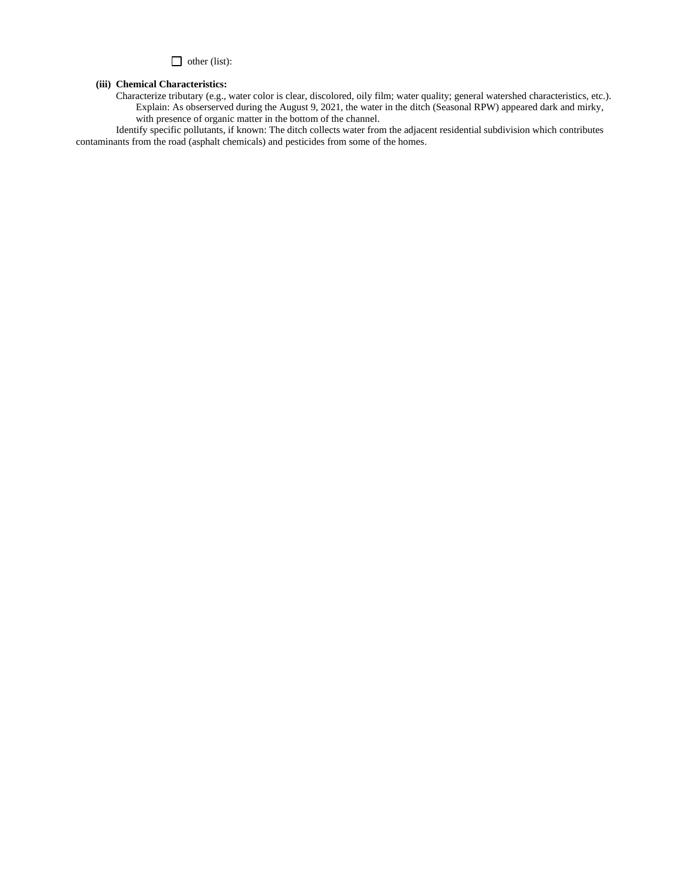☐ other (list):

**(iii) Chemical Characteristics:**

Characterize tributary (e.g., water color is clear, discolored, oily film; water quality; general watershed characteristics, etc.).

Explain: As obserserved during the August 9, 2021, the water in the ditch (Seasonal RPW) appeared dark and mirky, with presence of organic matter in the bottom of the channel.

Identify specific pollutants, if known: The ditch collects water from the adjacent residential subdivision which contributes contaminants from the road (asphalt chemicals) and pesticides from some of the homes.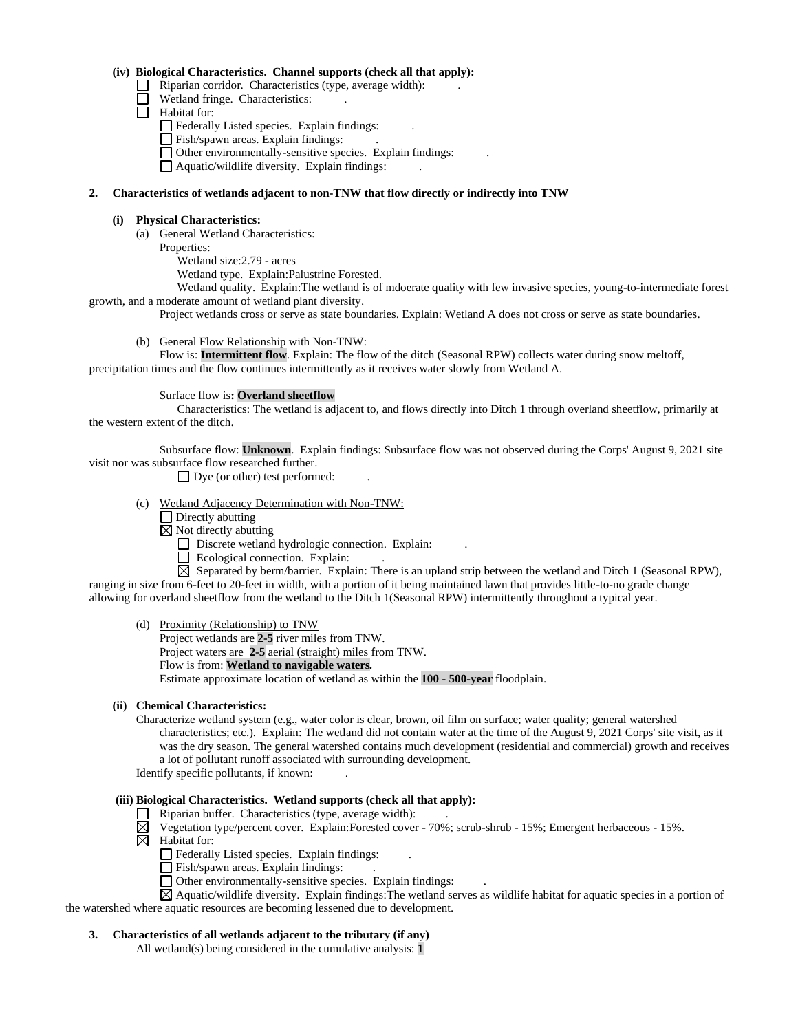**(iv) Biological Characteristics. Channel supports (check all that apply):**

- ☐ Riparian corridor. Characteristics (type, average width): .
- ☐ Wetland fringe. Characteristics: .
- ☐ Habitat for:
  - ☐ Federally Listed species. Explain findings: .
  - ☐ Fish/spawn areas. Explain findings: .
  - ☐ Other environmentally-sensitive species. Explain findings: .
  - ☐ Aquatic/wildlife diversity. Explain findings: .

**2. Characteristics of wetlands adjacent to non-TNW that flow directly or indirectly into TNW**

**(i) Physical Characteristics:**

(a) General Wetland Characteristics:

Properties:

Wetland size:2.79 - acres

Wetland type. Explain:Palustrine Forested.

Wetland quality. Explain:The wetland is of mdoerate quality with few invasive species, young-to-intermediate forest growth, and a moderate amount of wetland plant diversity.

Project wetlands cross or serve as state boundaries. Explain: Wetland A does not cross or serve as state boundaries.

(b) General Flow Relationship with Non-TNW:

Flow is: **Intermittent flow**. Explain: The flow of the ditch (Seasonal RPW) collects water during snow meltoff, precipitation times and the flow continues intermittently as it receives water slowly from Wetland A.

Surface flow is**: Overland sheetflow**

Characteristics: The wetland is adjacent to, and flows directly into Ditch 1 through overland sheetflow, primarily at the western extent of the ditch.

Subsurface flow: **Unknown**. Explain findings: Subsurface flow was not observed during the Corps' August 9, 2021 site visit nor was subsurface flow researched further.

☐ Dye (or other) test performed: .

(c) Wetland Adjacency Determination with Non-TNW:

☐ Directly abutting

☒ Not directly abutting

☐ Discrete wetland hydrologic connection. Explain: .

☐ Ecological connection. Explain: .

☒ Separated by berm/barrier. Explain: There is an upland strip between the wetland and Ditch 1 (Seasonal RPW), ranging in size from 6-feet to 20-feet in width, with a portion of it being maintained lawn that provides little-to-no grade change allowing for overland sheetflow from the wetland to the Ditch 1(Seasonal RPW) intermittently throughout a typical year.

(d) Proximity (Relationship) to TNW

Project wetlands are **2-5** river miles from TNW.

Project waters are **2-5** aerial (straight) miles from TNW.

Flow is from: ***Wetland to navigable waters.***

Estimate approximate location of wetland as within the **100 - 500-year** floodplain.

**(ii) Chemical Characteristics:**

Characterize wetland system (e.g., water color is clear, brown, oil film on surface; water quality; general watershed characteristics; etc.). Explain: The wetland did not contain water at the time of the August 9, 2021 Corps' site visit, as it was the dry season. The general watershed contains much development (residential and commercial) growth and receives a lot of pollutant runoff associated with surrounding development.

Identify specific pollutants, if known: .

**(iii) Biological Characteristics. Wetland supports (check all that apply):**

- ☐ Riparian buffer. Characteristics (type, average width): .
- ☒ Vegetation type/percent cover. Explain:Forested cover - 70%; scrub-shrub - 15%; Emergent herbaceous - 15%.
- ☒ Habitat for:
  - ☐ Federally Listed species. Explain findings: .
  - ☐ Fish/spawn areas. Explain findings: .
  - ☐ Other environmentally-sensitive species. Explain findings: .
  - ☒ Aquatic/wildlife diversity. Explain findings:The wetland serves as wildlife habitat for aquatic species in a portion of the watershed where aquatic resources are becoming lessened due to development.

**3. Characteristics of all wetlands adjacent to the tributary (if any)**

All wetland(s) being considered in the cumulative analysis: **1**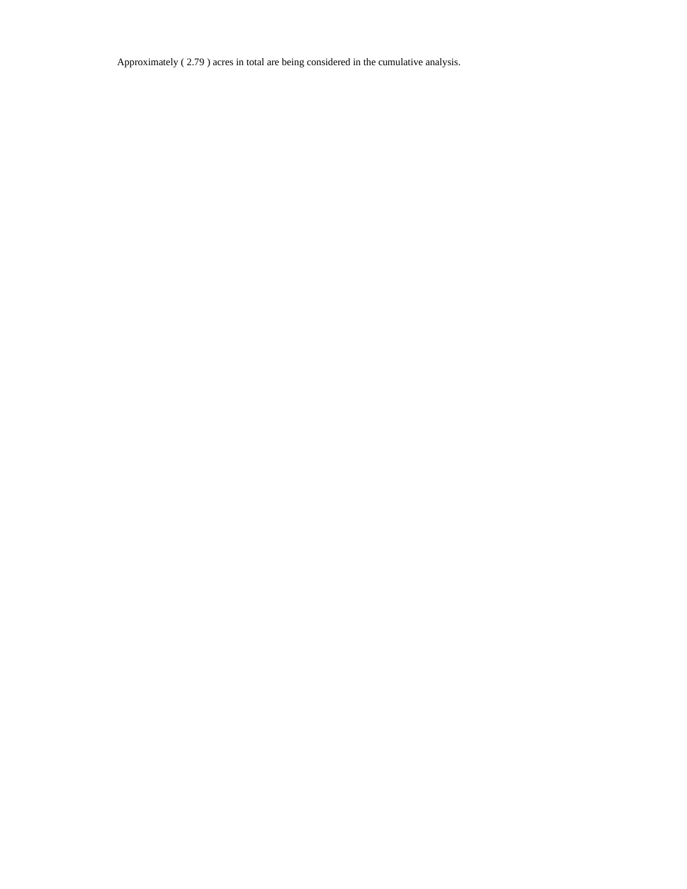Approximately ( 2.79 ) acres in total are being considered in the cumulative analysis.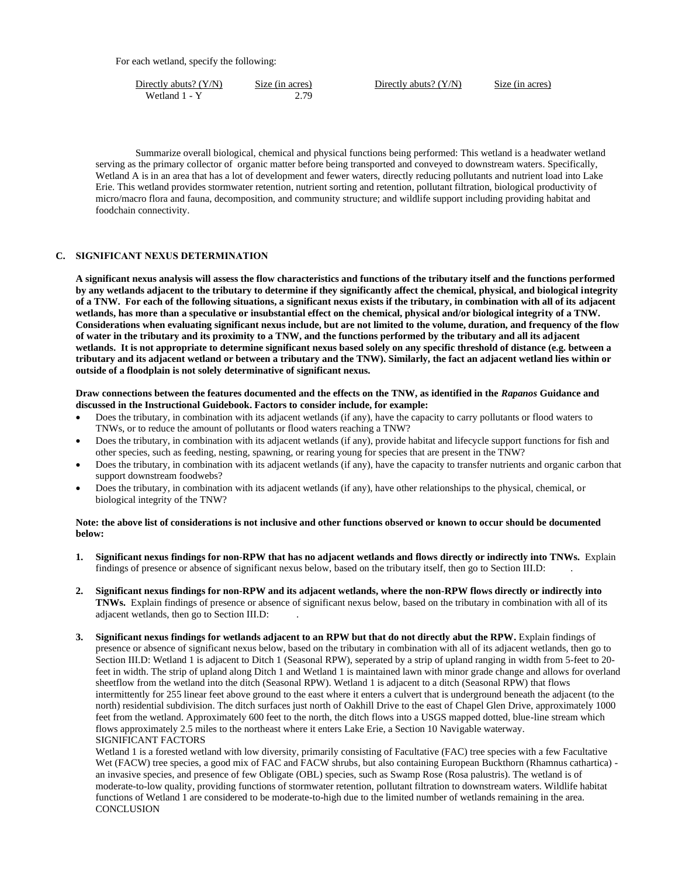For each wetland, specify the following:

| Directly abuts? (Y/N) | Size (in acres) | Directly abuts? (Y/N) | Size (in acres) |
|---|---|---|---|
| Wetland 1 - Y | 2.79 | | |

Summarize overall biological, chemical and physical functions being performed: This wetland is a headwater wetland serving as the primary collector of organic matter before being transported and conveyed to downstream waters. Specifically, Wetland A is in an area that has a lot of development and fewer waters, directly reducing pollutants and nutrient load into Lake Erie. This wetland provides stormwater retention, nutrient sorting and retention, pollutant filtration, biological productivity of micro/macro flora and fauna, decomposition, and community structure; and wildlife support including providing habitat and foodchain connectivity.

## C. SIGNIFICANT NEXUS DETERMINATION

**A significant nexus analysis will assess the flow characteristics and functions of the tributary itself and the functions performed by any wetlands adjacent to the tributary to determine if they significantly affect the chemical, physical, and biological integrity of a TNW. For each of the following situations, a significant nexus exists if the tributary, in combination with all of its adjacent wetlands, has more than a speculative or insubstantial effect on the chemical, physical and/or biological integrity of a TNW. Considerations when evaluating significant nexus include, but are not limited to the volume, duration, and frequency of the flow of water in the tributary and its proximity to a TNW, and the functions performed by the tributary and all its adjacent wetlands. It is not appropriate to determine significant nexus based solely on any specific threshold of distance (e.g. between a tributary and its adjacent wetland or between a tributary and the TNW). Similarly, the fact an adjacent wetland lies within or outside of a floodplain is not solely determinative of significant nexus.**

**Draw connections between the features documented and the effects on the TNW, as identified in the *Rapanos* Guidance and discussed in the Instructional Guidebook. Factors to consider include, for example:**

- Does the tributary, in combination with its adjacent wetlands (if any), have the capacity to carry pollutants or flood waters to TNWs, or to reduce the amount of pollutants or flood waters reaching a TNW?
- Does the tributary, in combination with its adjacent wetlands (if any), provide habitat and lifecycle support functions for fish and other species, such as feeding, nesting, spawning, or rearing young for species that are present in the TNW?
- Does the tributary, in combination with its adjacent wetlands (if any), have the capacity to transfer nutrients and organic carbon that support downstream foodwebs?
- Does the tributary, in combination with its adjacent wetlands (if any), have other relationships to the physical, chemical, or biological integrity of the TNW?

**Note: the above list of considerations is not inclusive and other functions observed or known to occur should be documented below:**

1. **Significant nexus findings for non-RPW that has no adjacent wetlands and flows directly or indirectly into TNWs.** Explain findings of presence or absence of significant nexus below, based on the tributary itself, then go to Section III.D: .

2. **Significant nexus findings for non-RPW and its adjacent wetlands, where the non-RPW flows directly or indirectly into TNWs.** Explain findings of presence or absence of significant nexus below, based on the tributary in combination with all of its adjacent wetlands, then go to Section III.D: .

3. **Significant nexus findings for wetlands adjacent to an RPW but that do not directly abut the RPW.** Explain findings of presence or absence of significant nexus below, based on the tributary in combination with all of its adjacent wetlands, then go to Section III.D: Wetland 1 is adjacent to Ditch 1 (Seasonal RPW), seperated by a strip of upland ranging in width from 5-feet to 20-feet in width. The strip of upland along Ditch 1 and Wetland 1 is maintained lawn with minor grade change and allows for overland sheetflow from the wetland into the ditch (Seasonal RPW). Wetland 1 is adjacent to a ditch (Seasonal RPW) that flows intermittently for 255 linear feet above ground to the east where it enters a culvert that is underground beneath the adjacent (to the north) residential subdivision. The ditch surfaces just north of Oakhill Drive to the east of Chapel Glen Drive, approximately 1000 feet from the wetland. Approximately 600 feet to the north, the ditch flows into a USGS mapped dotted, blue-line stream which flows approximately 2.5 miles to the northeast where it enters Lake Erie, a Section 10 Navigable waterway.
   SIGNIFICANT FACTORS
   Wetland 1 is a forested wetland with low diversity, primarily consisting of Facultative (FAC) tree species with a few Facultative Wet (FACW) tree species, a good mix of FAC and FACW shrubs, but also containing European Buckthorn (Rhamnus cathartica) - an invasive species, and presence of few Obligate (OBL) species, such as Swamp Rose (Rosa palustris). The wetland is of moderate-to-low quality, providing functions of stormwater retention, pollutant filtration to downstream waters. Wildlife habitat functions of Wetland 1 are considered to be moderate-to-high due to the limited number of wetlands remaining in the area.
   CONCLUSION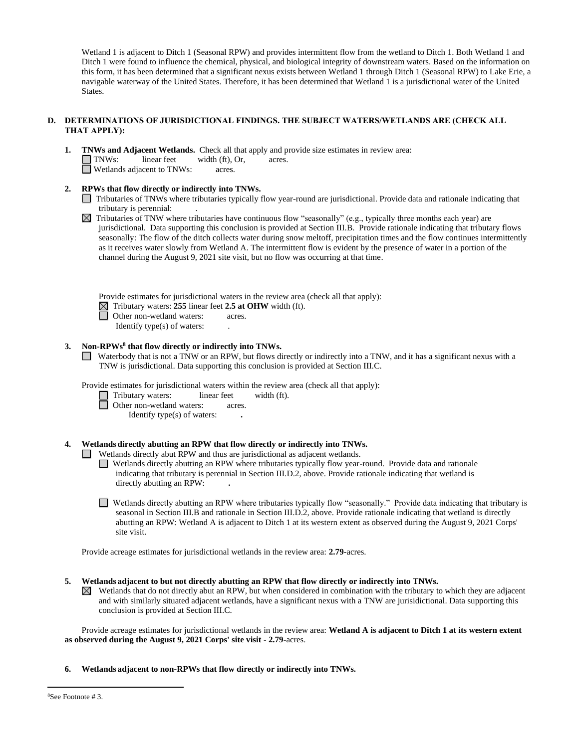Wetland 1 is adjacent to Ditch 1 (Seasonal RPW) and provides intermittent flow from the wetland to Ditch 1. Both Wetland 1 and Ditch 1 were found to influence the chemical, physical, and biological integrity of downstream waters. Based on the information on this form, it has been determined that a significant nexus exists between Wetland 1 through Ditch 1 (Seasonal RPW) to Lake Erie, a navigable waterway of the United States. Therefore, it has been determined that Wetland 1 is a jurisdictional water of the United States.

## D. DETERMINATIONS OF JURISDICTIONAL FINDINGS. THE SUBJECT WATERS/WETLANDS ARE (CHECK ALL THAT APPLY):

**1. TNWs and Adjacent Wetlands.** Check all that apply and provide size estimates in review area:

☐ TNWs: linear feet width (ft), Or, acres.

☐ Wetlands adjacent to TNWs: acres.

**2. RPWs that flow directly or indirectly into TNWs.**

☐ Tributaries of TNWs where tributaries typically flow year-round are jurisdictional. Provide data and rationale indicating that tributary is perennial: .

☒ Tributaries of TNW where tributaries have continuous flow "seasonally" (e.g., typically three months each year) are jurisdictional. Data supporting this conclusion is provided at Section III.B. Provide rationale indicating that tributary flows seasonally: The flow of the ditch collects water during snow meltoff, precipitation times and the flow continues intermittently as it receives water slowly from Wetland A. The intermittent flow is evident by the presence of water in a portion of the channel during the August 9, 2021 site visit, but no flow was occurring at that time.

Provide estimates for jurisdictional waters in the review area (check all that apply):

☒ Tributary waters: **255** linear feet **2.5 at OHW** width (ft).

☐ Other non-wetland waters: acres.

Identify type(s) of waters: .

**3. Non-RPWs[8] that flow directly or indirectly into TNWs.**

☐ Waterbody that is not a TNW or an RPW, but flows directly or indirectly into a TNW, and it has a significant nexus with a TNW is jurisdictional. Data supporting this conclusion is provided at Section III.C.

Provide estimates for jurisdictional waters within the review area (check all that apply):

☐ Tributary waters: linear feet width (ft).

☐ Other non-wetland waters: acres.

Identify type(s) of waters: **.**

**4. Wetlands directly abutting an RPW that flow directly or indirectly into TNWs.**

☐ Wetlands directly abut RPW and thus are jurisdictional as adjacent wetlands.

☐ Wetlands directly abutting an RPW where tributaries typically flow year-round. Provide data and rationale indicating that tributary is perennial in Section III.D.2, above. Provide rationale indicating that wetland is directly abutting an RPW: **.**

☐ Wetlands directly abutting an RPW where tributaries typically flow "seasonally." Provide data indicating that tributary is seasonal in Section III.B and rationale in Section III.D.2, above. Provide rationale indicating that wetland is directly abutting an RPW: Wetland A is adjacent to Ditch 1 at its western extent as observed during the August 9, 2021 Corps' site visit.

Provide acreage estimates for jurisdictional wetlands in the review area: **2.79**-acres.

**5. Wetlands adjacent to but not directly abutting an RPW that flow directly or indirectly into TNWs.**

☒ Wetlands that do not directly abut an RPW, but when considered in combination with the tributary to which they are adjacent and with similarly situated adjacent wetlands, have a significant nexus with a TNW are jurisidictional. Data supporting this conclusion is provided at Section III.C.

Provide acreage estimates for jurisdictional wetlands in the review area: **Wetland A is adjacent to Ditch 1 at its western extent as observed during the August 9, 2021 Corps' site visit - 2.79**-acres.

**6. Wetlands adjacent to non-RPWs that flow directly or indirectly into TNWs.**

[8] See Footnote # 3.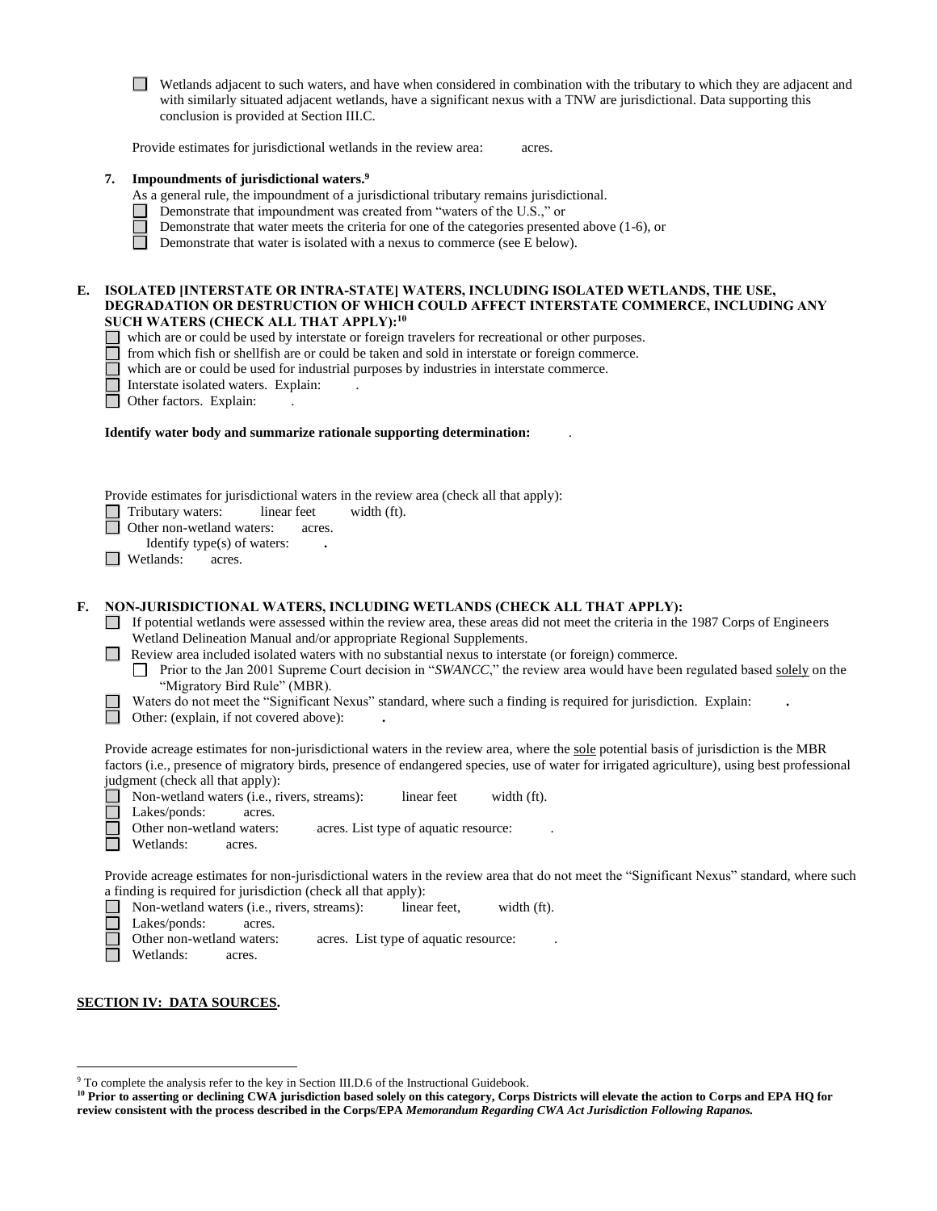☐ Wetlands adjacent to such waters, and have when considered in combination with the tributary to which they are adjacent and with similarly situated adjacent wetlands, have a significant nexus with a TNW are jurisdictional. Data supporting this conclusion is provided at Section III.C.

Provide estimates for jurisdictional wetlands in the review area: acres.

**7. Impoundments of jurisdictional waters.**[9]

As a general rule, the impoundment of a jurisdictional tributary remains jurisdictional.

☐ Demonstrate that impoundment was created from "waters of the U.S.," or

☐ Demonstrate that water meets the criteria for one of the categories presented above (1-6), or

☐ Demonstrate that water is isolated with a nexus to commerce (see E below).

**E. ISOLATED [INTERSTATE OR INTRA-STATE] WATERS, INCLUDING ISOLATED WETLANDS, THE USE, DEGRADATION OR DESTRUCTION OF WHICH COULD AFFECT INTERSTATE COMMERCE, INCLUDING ANY SUCH WATERS (CHECK ALL THAT APPLY):**[10]

☐ which are or could be used by interstate or foreign travelers for recreational or other purposes.

☐ from which fish or shellfish are or could be taken and sold in interstate or foreign commerce.

☐ which are or could be used for industrial purposes by industries in interstate commerce.

☐ Interstate isolated waters. Explain: .

☐ Other factors. Explain: .

**Identify water body and summarize rationale supporting determination:** .

Provide estimates for jurisdictional waters in the review area (check all that apply):

☐ Tributary waters: linear feet width (ft).

☐ Other non-wetland waters: acres.

Identify type(s) of waters: **.**

☐ Wetlands: acres.

**F. NON-JURISDICTIONAL WATERS, INCLUDING WETLANDS (CHECK ALL THAT APPLY):**

☐ If potential wetlands were assessed within the review area, these areas did not meet the criteria in the 1987 Corps of Engineers Wetland Delineation Manual and/or appropriate Regional Supplements.

☐ Review area included isolated waters with no substantial nexus to interstate (or foreign) commerce.

☐ Prior to the Jan 2001 Supreme Court decision in "*SWANCC*," the review area would have been regulated based solely on the "Migratory Bird Rule" (MBR).

☐ Waters do not meet the "Significant Nexus" standard, where such a finding is required for jurisdiction. Explain: **.**

☐ Other: (explain, if not covered above): **.**

Provide acreage estimates for non-jurisdictional waters in the review area, where the sole potential basis of jurisdiction is the MBR factors (i.e., presence of migratory birds, presence of endangered species, use of water for irrigated agriculture), using best professional judgment (check all that apply):

☐ Non-wetland waters (i.e., rivers, streams): linear feet width (ft).

☐ Lakes/ponds: acres.

☐ Other non-wetland waters: acres. List type of aquatic resource: .

☐ Wetlands: acres.

Provide acreage estimates for non-jurisdictional waters in the review area that do not meet the "Significant Nexus" standard, where such a finding is required for jurisdiction (check all that apply):

☐ Non-wetland waters (i.e., rivers, streams): linear feet, width (ft).

☐ Lakes/ponds: acres.

☐ Other non-wetland waters: acres. List type of aquatic resource: .

☐ Wetlands: acres.

**SECTION IV: DATA SOURCES.**

[9] To complete the analysis refer to the key in Section III.D.6 of the Instructional Guidebook.

[10] **Prior to asserting or declining CWA jurisdiction based solely on this category, Corps Districts will elevate the action to Corps and EPA HQ for review consistent with the process described in the Corps/EPA *Memorandum Regarding CWA Act Jurisdiction Following Rapanos.***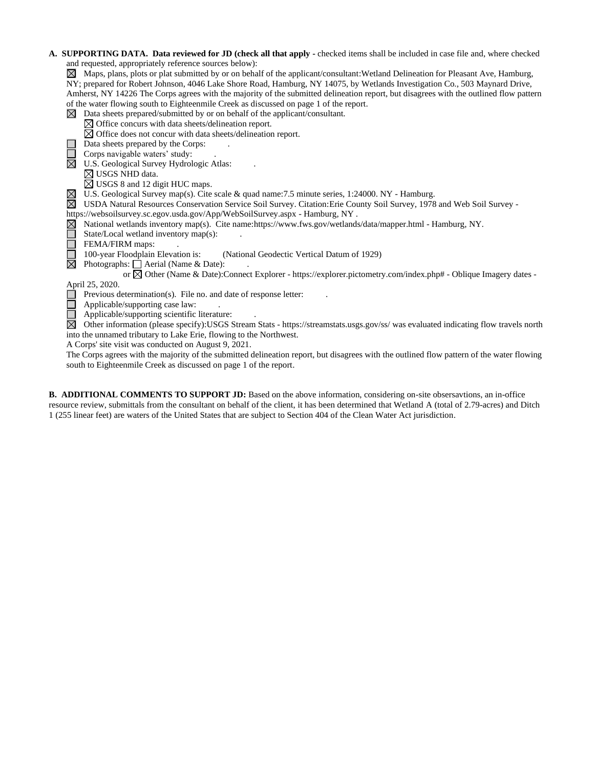**A. SUPPORTING DATA. Data reviewed for JD (check all that apply -** checked items shall be included in case file and, where checked and requested, appropriately reference sources below):

☒ Maps, plans, plots or plat submitted by or on behalf of the applicant/consultant:Wetland Delineation for Pleasant Ave, Hamburg, NY; prepared for Robert Johnson, 4046 Lake Shore Road, Hamburg, NY 14075, by Wetlands Investigation Co., 503 Maynard Drive, Amherst, NY 14226 The Corps agrees with the majority of the submitted delineation report, but disagrees with the outlined flow pattern of the water flowing south to Eighteenmile Creek as discussed on page 1 of the report.

☒ Data sheets prepared/submitted by or on behalf of the applicant/consultant.

- ☒ Office concurs with data sheets/delineation report.
- ☒ Office does not concur with data sheets/delineation report.

☐ Data sheets prepared by the Corps: .

☐ Corps navigable waters' study: .

☒ U.S. Geological Survey Hydrologic Atlas: .

- ☒ USGS NHD data.
- ☒ USGS 8 and 12 digit HUC maps.

☒ U.S. Geological Survey map(s). Cite scale & quad name:7.5 minute series, 1:24000. NY - Hamburg.

☒ USDA Natural Resources Conservation Service Soil Survey. Citation:Erie County Soil Survey, 1978 and Web Soil Survey - https://websoilsurvey.sc.egov.usda.gov/App/WebSoilSurvey.aspx - Hamburg, NY .

☒ National wetlands inventory map(s). Cite name:https://www.fws.gov/wetlands/data/mapper.html - Hamburg, NY.

☐ State/Local wetland inventory map(s): .

☐ FEMA/FIRM maps: .

☐ 100-year Floodplain Elevation is: (National Geodectic Vertical Datum of 1929)

☒ Photographs: ☐ Aerial (Name & Date): .

or ☒ Other (Name & Date):Connect Explorer - https://explorer.pictometry.com/index.php# - Oblique Imagery dates - April 25, 2020.

☐ Previous determination(s). File no. and date of response letter: .

☐ Applicable/supporting case law: .

☐ Applicable/supporting scientific literature: .

☒ Other information (please specify):USGS Stream Stats - https://streamstats.usgs.gov/ss/ was evaluated indicating flow travels north into the unnamed tributary to Lake Erie, flowing to the Northwest.

A Corps' site visit was conducted on August 9, 2021.

The Corps agrees with the majority of the submitted delineation report, but disagrees with the outlined flow pattern of the water flowing south to Eighteenmile Creek as discussed on page 1 of the report.

**B. ADDITIONAL COMMENTS TO SUPPORT JD:** Based on the above information, considering on-site obsersavtions, an in-office resource review, submittals from the consultant on behalf of the client, it has been determined that Wetland A (total of 2.79-acres) and Ditch 1 (255 linear feet) are waters of the United States that are subject to Section 404 of the Clean Water Act jurisdiction.